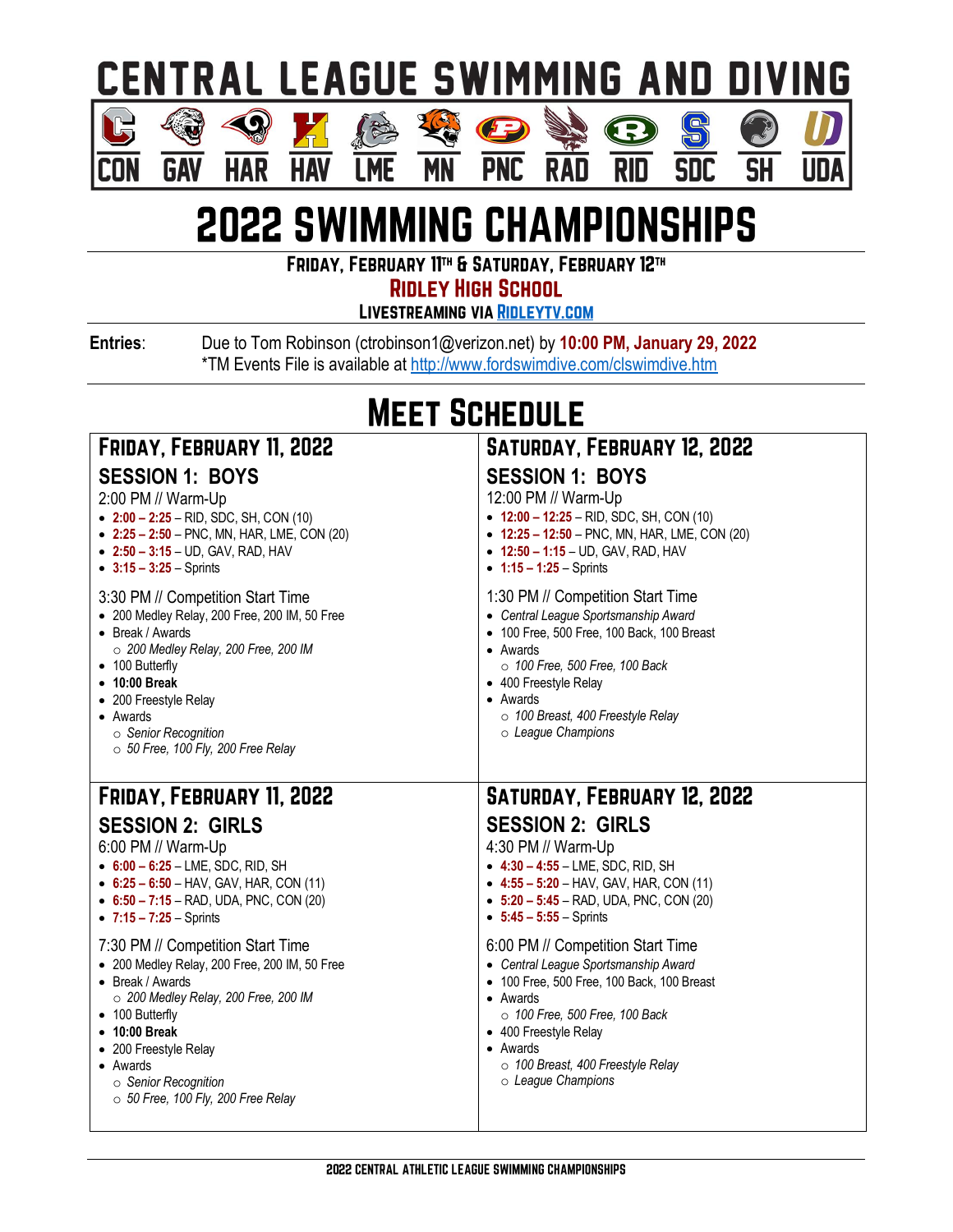# CENTRAL LEAGUE SWIMMING AND DIVING

CON GAV HAR HAV LME MN PNC RAD RID SDC SH UDA

# 2022 SWIMMING CHAMPIONSHIPS

**FRIDAY, FEBRUARY 11TH & SATURDAY, FEBRUARY 12TH**

**RIDLEY HIGH SCHOOL**

**LIVESTREAMING VIA RIDLEYTV.COM**

**Entries**: Due to Tom Robinson (ctrobinson1@verizon.net) by **10:00 PM, January 29, 2022**
*TM Events File is available at http://www.fordswimdive.com/clswimdive.htm

## MEET SCHEDULE

### FRIDAY, FEBRUARY 11, 2022

#### SESSION 1: BOYS

2:00 PM // Warm-Up

- **2:00 – 2:25** – RID, SDC, SH, CON (10)
- **2:25 – 2:50** – PNC, MN, HAR, LME, CON (20)
- **2:50 – 3:15** – UD, GAV, RAD, HAV
- **3:15 – 3:25** – Sprints

3:30 PM // Competition Start Time

- 200 Medley Relay, 200 Free, 200 IM, 50 Free
- Break / Awards
  - *200 Medley Relay, 200 Free, 200 IM*
- 100 Butterfly
- **10:00 Break**
- 200 Freestyle Relay
- Awards
  - *Senior Recognition*
  - *50 Free, 100 Fly, 200 Free Relay*

### SATURDAY, FEBRUARY 12, 2022

#### SESSION 1: BOYS

12:00 PM // Warm-Up

- **12:00 – 12:25** – RID, SDC, SH, CON (10)
- **12:25 – 12:50** – PNC, MN, HAR, LME, CON (20)
- **12:50 – 1:15** – UD, GAV, RAD, HAV
- **1:15 – 1:25** – Sprints

1:30 PM // Competition Start Time

- *Central League Sportsmanship Award*
- 100 Free, 500 Free, 100 Back, 100 Breast
- Awards
  - *100 Free, 500 Free, 100 Back*
- 400 Freestyle Relay
- Awards
  - *100 Breast, 400 Freestyle Relay*
  - *League Champions*

### FRIDAY, FEBRUARY 11, 2022

#### SESSION 2: GIRLS

6:00 PM // Warm-Up

- **6:00 – 6:25** – LME, SDC, RID, SH
- **6:25 – 6:50** – HAV, GAV, HAR, CON (11)
- **6:50 – 7:15** – RAD, UDA, PNC, CON (20)
- **7:15 – 7:25** – Sprints

7:30 PM // Competition Start Time

- 200 Medley Relay, 200 Free, 200 IM, 50 Free
- Break / Awards
  - *200 Medley Relay, 200 Free, 200 IM*
- 100 Butterfly
- **10:00 Break**
- 200 Freestyle Relay
- Awards
  - *Senior Recognition*
  - *50 Free, 100 Fly, 200 Free Relay*

### SATURDAY, FEBRUARY 12, 2022

#### SESSION 2: GIRLS

4:30 PM // Warm-Up

- **4:30 – 4:55** – LME, SDC, RID, SH
- **4:55 – 5:20** – HAV, GAV, HAR, CON (11)
- **5:20 – 5:45** – RAD, UDA, PNC, CON (20)
- **5:45 – 5:55** – Sprints

6:00 PM // Competition Start Time

- *Central League Sportsmanship Award*
- 100 Free, 500 Free, 100 Back, 100 Breast
- Awards
  - *100 Free, 500 Free, 100 Back*
- 400 Freestyle Relay
- Awards
  - *100 Breast, 400 Freestyle Relay*
  - *League Champions*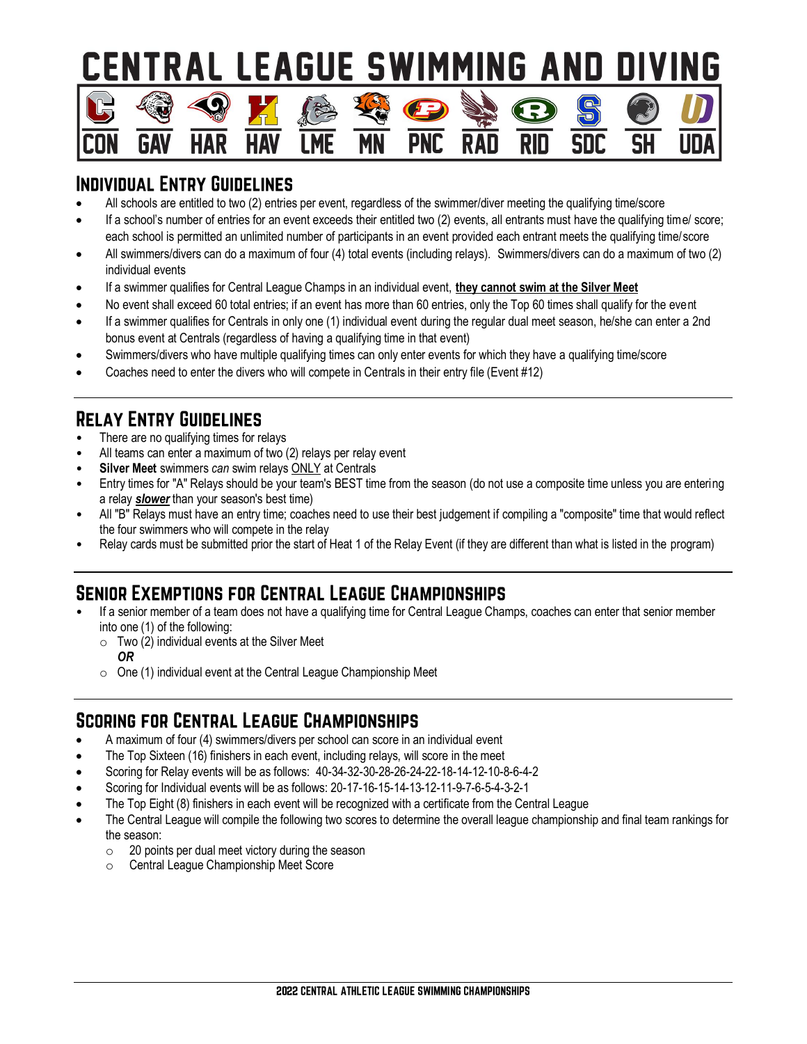# CENTRAL LEAGUE SWIMMING AND DIVING

| CON | GAV | HAR | HAV | LME | MN | PNC | RAD | RID | SDC | SH | UDA |
|---|---|---|---|---|---|---|---|---|---|---|---|

## Individual Entry Guidelines

- All schools are entitled to two (2) entries per event, regardless of the swimmer/diver meeting the qualifying time/score
- If a school's number of entries for an event exceeds their entitled two (2) events, all entrants must have the qualifying time/ score; each school is permitted an unlimited number of participants in an event provided each entrant meets the qualifying time/score
- All swimmers/divers can do a maximum of four (4) total events (including relays). Swimmers/divers can do a maximum of two (2) individual events
- If a swimmer qualifies for Central League Champs in an individual event, **they cannot swim at the Silver Meet**
- No event shall exceed 60 total entries; if an event has more than 60 entries, only the Top 60 times shall qualify for the event
- If a swimmer qualifies for Centrals in only one (1) individual event during the regular dual meet season, he/she can enter a 2nd bonus event at Centrals (regardless of having a qualifying time in that event)
- Swimmers/divers who have multiple qualifying times can only enter events for which they have a qualifying time/score
- Coaches need to enter the divers who will compete in Centrals in their entry file (Event #12)

## Relay Entry Guidelines

- There are no qualifying times for relays
- All teams can enter a maximum of two (2) relays per relay event
- **Silver Meet** swimmers *can* swim relays ONLY at Centrals
- Entry times for "A" Relays should be your team's BEST time from the season (do not use a composite time unless you are entering a relay ***slower*** than your season's best time)
- All "B" Relays must have an entry time; coaches need to use their best judgement if compiling a "composite" time that would reflect the four swimmers who will compete in the relay
- Relay cards must be submitted prior the start of Heat 1 of the Relay Event (if they are different than what is listed in the program)

## Senior Exemptions for Central League Championships

- If a senior member of a team does not have a qualifying time for Central League Champs, coaches can enter that senior member into one (1) of the following:
  - Two (2) individual events at the Silver Meet
    ***OR***
  - One (1) individual event at the Central League Championship Meet

## Scoring for Central League Championships

- A maximum of four (4) swimmers/divers per school can score in an individual event
- The Top Sixteen (16) finishers in each event, including relays, will score in the meet
- Scoring for Relay events will be as follows: 40-34-32-30-28-26-24-22-18-14-12-10-8-6-4-2
- Scoring for Individual events will be as follows: 20-17-16-15-14-13-12-11-9-7-6-5-4-3-2-1
- The Top Eight (8) finishers in each event will be recognized with a certificate from the Central League
- The Central League will compile the following two scores to determine the overall league championship and final team rankings for the season:
  - 20 points per dual meet victory during the season
  - Central League Championship Meet Score